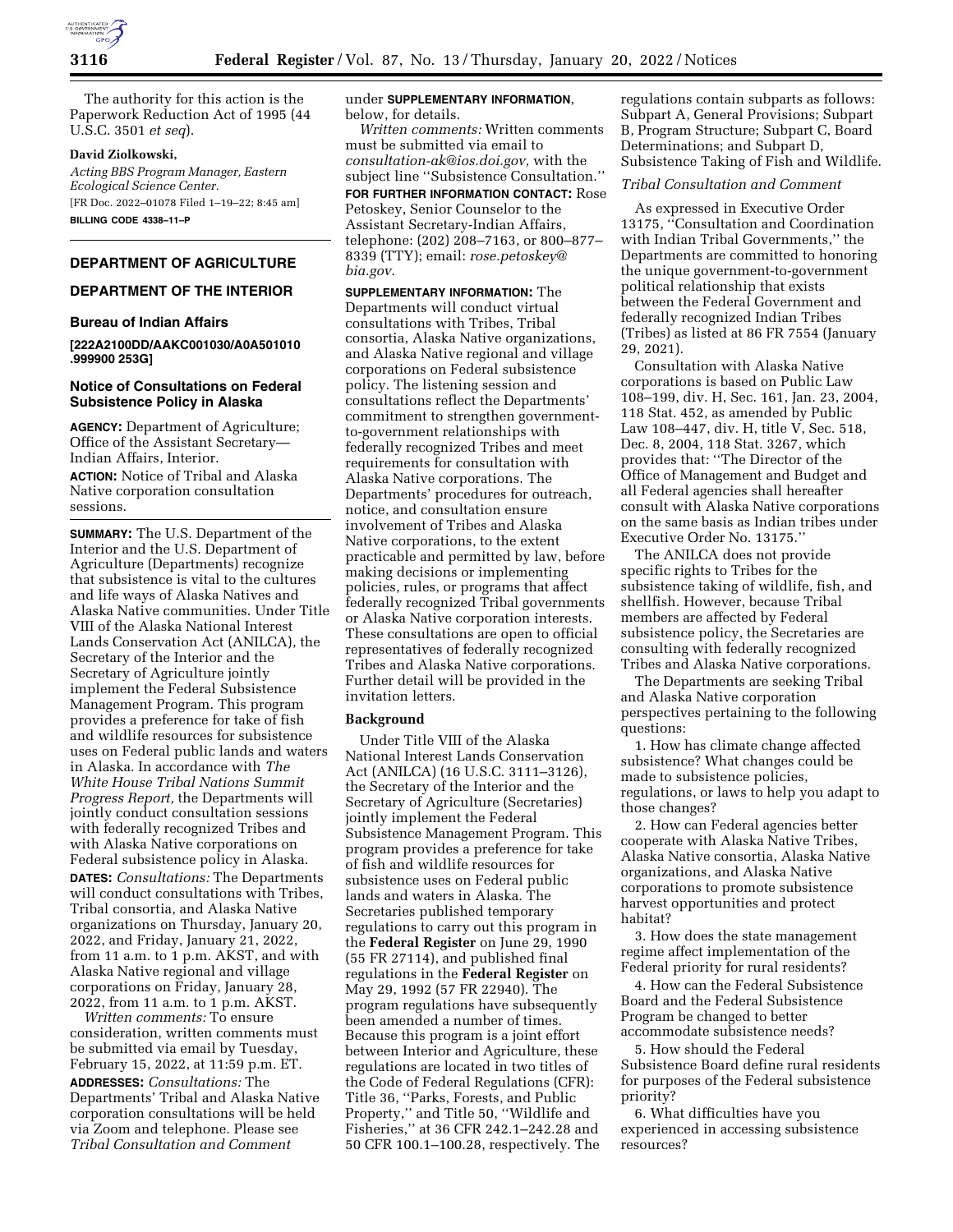The authority for this action is the Paperwork Reduction Act of 1995 (44 U.S.C. 3501 *et seq*).

**David Ziolkowski,**

*Acting BBS Program Manager, Eastern Ecological Science Center.*

[FR Doc. 2022–01078 Filed 1–19–22; 8:45 am]

**BILLING CODE 4338–11–P**

## DEPARTMENT OF AGRICULTURE

## DEPARTMENT OF THE INTERIOR

### Bureau of Indian Affairs

**[222A2100DD/AAKC001030/A0A501010 .999900 253G]**

### Notice of Consultations on Federal Subsistence Policy in Alaska

**AGENCY:** Department of Agriculture; Office of the Assistant Secretary—Indian Affairs, Interior.

**ACTION:** Notice of Tribal and Alaska Native corporation consultation sessions.

**SUMMARY:** The U.S. Department of the Interior and the U.S. Department of Agriculture (Departments) recognize that subsistence is vital to the cultures and life ways of Alaska Natives and Alaska Native communities. Under Title VIII of the Alaska National Interest Lands Conservation Act (ANILCA), the Secretary of the Interior and the Secretary of Agriculture jointly implement the Federal Subsistence Management Program. This program provides a preference for take of fish and wildlife resources for subsistence uses on Federal public lands and waters in Alaska. In accordance with *The White House Tribal Nations Summit Progress Report,* the Departments will jointly conduct consultation sessions with federally recognized Tribes and with Alaska Native corporations on Federal subsistence policy in Alaska.

**DATES:** *Consultations:* The Departments will conduct consultations with Tribes, Tribal consortia, and Alaska Native organizations on Thursday, January 20, 2022, and Friday, January 21, 2022, from 11 a.m. to 1 p.m. AKST, and with Alaska Native regional and village corporations on Friday, January 28, 2022, from 11 a.m. to 1 p.m. AKST.

*Written comments:* To ensure consideration, written comments must be submitted via email by Tuesday, February 15, 2022, at 11:59 p.m. ET.

**ADDRESSES:** *Consultations:* The Departments' Tribal and Alaska Native corporation consultations will be held via Zoom and telephone. Please see *Tribal Consultation and Comment* under **SUPPLEMENTARY INFORMATION**, below, for details.

*Written comments:* Written comments must be submitted via email to *consultation-ak@ios.doi.gov,* with the subject line ''Subsistence Consultation.''

**FOR FURTHER INFORMATION CONTACT:** Rose Petoskey, Senior Counselor to the Assistant Secretary-Indian Affairs, telephone: (202) 208–7163, or 800–877–8339 (TTY); email: *rose.petoskey@bia.gov*.

**SUPPLEMENTARY INFORMATION:** The Departments will conduct virtual consultations with Tribes, Tribal consortia, Alaska Native organizations, and Alaska Native regional and village corporations on Federal subsistence policy. The listening session and consultations reflect the Departments' commitment to strengthen government-to-government relationships with federally recognized Tribes and meet requirements for consultation with Alaska Native corporations. The Departments' procedures for outreach, notice, and consultation ensure involvement of Tribes and Alaska Native corporations, to the extent practicable and permitted by law, before making decisions or implementing policies, rules, or programs that affect federally recognized Tribal governments or Alaska Native corporation interests. These consultations are open to official representatives of federally recognized Tribes and Alaska Native corporations. Further detail will be provided in the invitation letters.

### Background

Under Title VIII of the Alaska National Interest Lands Conservation Act (ANILCA) (16 U.S.C. 3111–3126), the Secretary of the Interior and the Secretary of Agriculture (Secretaries) jointly implement the Federal Subsistence Management Program. This program provides a preference for take of fish and wildlife resources for subsistence uses on Federal public lands and waters in Alaska. The Secretaries published temporary regulations to carry out this program in the **Federal Register** on June 29, 1990 (55 FR 27114), and published final regulations in the **Federal Register** on May 29, 1992 (57 FR 22940). The program regulations have subsequently been amended a number of times. Because this program is a joint effort between Interior and Agriculture, these regulations are located in two titles of the Code of Federal Regulations (CFR): Title 36, ''Parks, Forests, and Public Property,'' and Title 50, ''Wildlife and Fisheries,'' at 36 CFR 242.1–242.28 and 50 CFR 100.1–100.28, respectively. The regulations contain subparts as follows: Subpart A, General Provisions; Subpart B, Program Structure; Subpart C, Board Determinations; and Subpart D, Subsistence Taking of Fish and Wildlife.

*Tribal Consultation and Comment*

As expressed in Executive Order 13175, ''Consultation and Coordination with Indian Tribal Governments,'' the Departments are committed to honoring the unique government-to-government political relationship that exists between the Federal Government and federally recognized Indian Tribes (Tribes) as listed at 86 FR 7554 (January 29, 2021).

Consultation with Alaska Native corporations is based on Public Law 108–199, div. H, Sec. 161, Jan. 23, 2004, 118 Stat. 452, as amended by Public Law 108–447, div. H, title V, Sec. 518, Dec. 8, 2004, 118 Stat. 3267, which provides that: ''The Director of the Office of Management and Budget and all Federal agencies shall hereafter consult with Alaska Native corporations on the same basis as Indian tribes under Executive Order No. 13175.''

The ANILCA does not provide specific rights to Tribes for the subsistence taking of wildlife, fish, and shellfish. However, because Tribal members are affected by Federal subsistence policy, the Secretaries are consulting with federally recognized Tribes and Alaska Native corporations.

The Departments are seeking Tribal and Alaska Native corporation perspectives pertaining to the following questions:

1. How has climate change affected subsistence? What changes could be made to subsistence policies, regulations, or laws to help you adapt to those changes?

2. How can Federal agencies better cooperate with Alaska Native Tribes, Alaska Native consortia, Alaska Native organizations, and Alaska Native corporations to promote subsistence harvest opportunities and protect habitat?

3. How does the state management regime affect implementation of the Federal priority for rural residents?

4. How can the Federal Subsistence Board and the Federal Subsistence Program be changed to better accommodate subsistence needs?

5. How should the Federal Subsistence Board define rural residents for purposes of the Federal subsistence priority?

6. What difficulties have you experienced in accessing subsistence resources?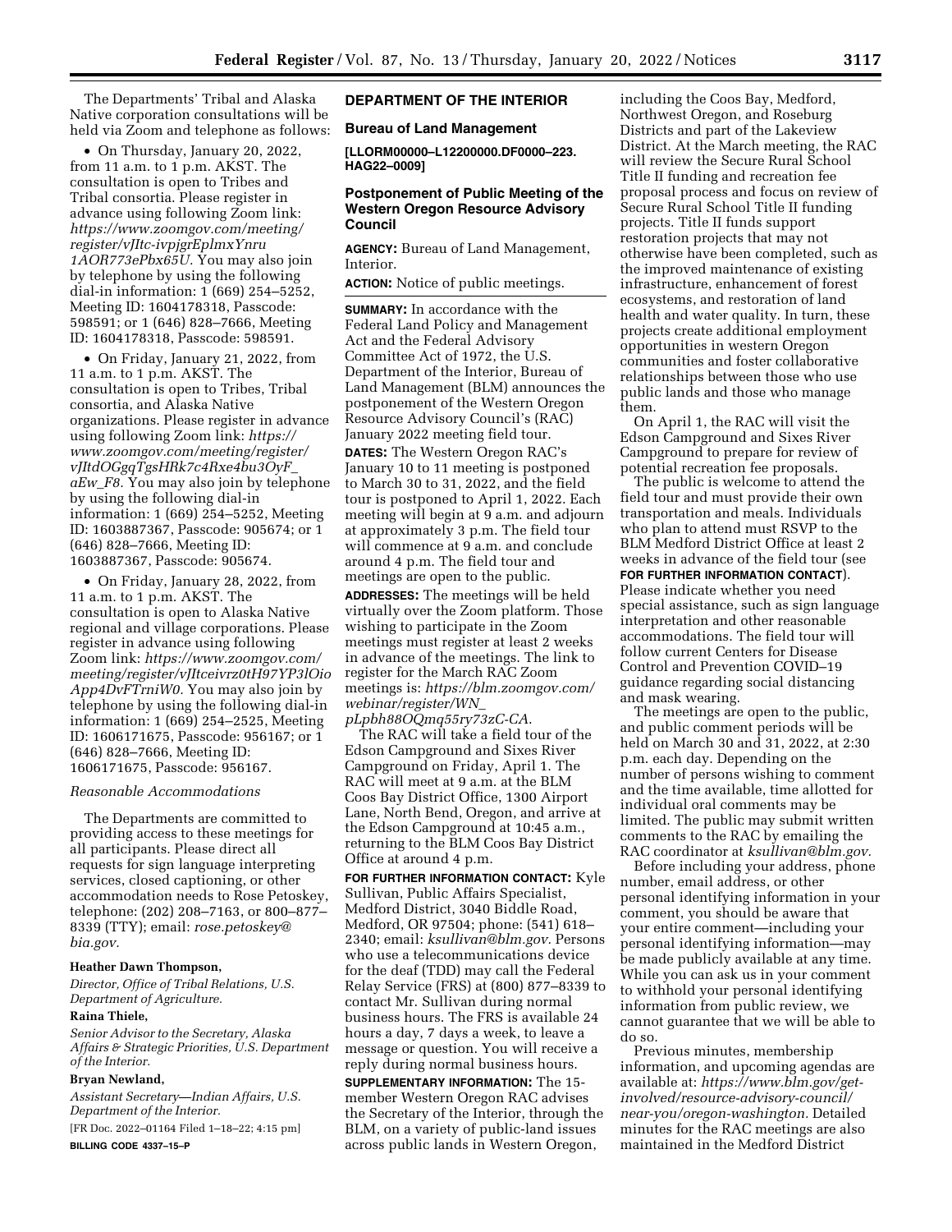The Departments' Tribal and Alaska Native corporation consultations will be held via Zoom and telephone as follows:

- On Thursday, January 20, 2022, from 11 a.m. to 1 p.m. AKST. The consultation is open to Tribes and Tribal consortia. Please register in advance using following Zoom link: *https://www.zoomgov.com/meeting/register/vJItc-ivpjgrEplmxYnru1AOR773ePbx65U.* You may also join by telephone by using the following dial-in information: 1 (669) 254–5252, Meeting ID: 1604178318, Passcode: 598591; or 1 (646) 828–7666, Meeting ID: 1604178318, Passcode: 598591.

- On Friday, January 21, 2022, from 11 a.m. to 1 p.m. AKST. The consultation is open to Tribes, Tribal consortia, and Alaska Native organizations. Please register in advance using following Zoom link: *https://www.zoomgov.com/meeting/register/vJItdOGgqTgsHRk7c4Rxe4bu3OyF_aEw_F8.* You may also join by telephone by using the following dial-in information: 1 (669) 254–5252, Meeting ID: 1603887367, Passcode: 905674; or 1 (646) 828–7666, Meeting ID: 1603887367, Passcode: 905674.

- On Friday, January 28, 2022, from 11 a.m. to 1 p.m. AKST. The consultation is open to Alaska Native regional and village corporations. Please register in advance using following Zoom link: *https://www.zoomgov.com/meeting/register/vJItceivrz0tH97YP3lOioApp4DvFTrniW0.* You may also join by telephone by using the following dial-in information: 1 (669) 254–2525, Meeting ID: 1606171675, Passcode: 956167; or 1 (646) 828–7666, Meeting ID: 1606171675, Passcode: 956167.

*Reasonable Accommodations*

The Departments are committed to providing access to these meetings for all participants. Please direct all requests for sign language interpreting services, closed captioning, or other accommodation needs to Rose Petoskey, telephone: (202) 208–7163, or 800–877–8339 (TTY); email: *rose.petoskey@bia.gov.*

**Heather Dawn Thompson,**

*Director, Office of Tribal Relations, U.S. Department of Agriculture.*

**Raina Thiele,**

*Senior Advisor to the Secretary, Alaska Affairs & Strategic Priorities, U.S. Department of the Interior.*

**Bryan Newland,**

*Assistant Secretary—Indian Affairs, U.S. Department of the Interior.*

[FR Doc. 2022–01164 Filed 1–18–22; 4:15 pm]

**BILLING CODE 4337–15–P**

## DEPARTMENT OF THE INTERIOR

### Bureau of Land Management

**[LLORM00000–L12200000.DF0000–223. HAG22–0009]**

### Postponement of Public Meeting of the Western Oregon Resource Advisory Council

**AGENCY:** Bureau of Land Management, Interior.

**ACTION:** Notice of public meetings.

**SUMMARY:** In accordance with the Federal Land Policy and Management Act and the Federal Advisory Committee Act of 1972, the U.S. Department of the Interior, Bureau of Land Management (BLM) announces the postponement of the Western Oregon Resource Advisory Council's (RAC) January 2022 meeting field tour.

**DATES:** The Western Oregon RAC's January 10 to 11 meeting is postponed to March 30 to 31, 2022, and the field tour is postponed to April 1, 2022. Each meeting will begin at 9 a.m. and adjourn at approximately 3 p.m. The field tour will commence at 9 a.m. and conclude around 4 p.m. The field tour and meetings are open to the public.

**ADDRESSES:** The meetings will be held virtually over the Zoom platform. Those wishing to participate in the Zoom meetings must register at least 2 weeks in advance of the meetings. The link to register for the March RAC Zoom meetings is: *https://blm.zoomgov.com/webinar/register/WN_pLpbh88OQmq55ry73zC-CA.*

The RAC will take a field tour of the Edson Campground and Sixes River Campground on Friday, April 1. The RAC will meet at 9 a.m. at the BLM Coos Bay District Office, 1300 Airport Lane, North Bend, Oregon, and arrive at the Edson Campground at 10:45 a.m., returning to the BLM Coos Bay District Office at around 4 p.m.

**FOR FURTHER INFORMATION CONTACT:** Kyle Sullivan, Public Affairs Specialist, Medford District, 3040 Biddle Road, Medford, OR 97504; phone: (541) 618–2340; email: *ksullivan@blm.gov.* Persons who use a telecommunications device for the deaf (TDD) may call the Federal Relay Service (FRS) at (800) 877–8339 to contact Mr. Sullivan during normal business hours. The FRS is available 24 hours a day, 7 days a week, to leave a message or question. You will receive a reply during normal business hours.

**SUPPLEMENTARY INFORMATION:** The 15-member Western Oregon RAC advises the Secretary of the Interior, through the BLM, on a variety of public-land issues across public lands in Western Oregon, including the Coos Bay, Medford, Northwest Oregon, and Roseburg Districts and part of the Lakeview District. At the March meeting, the RAC will review the Secure Rural School Title II funding and recreation fee proposal process and focus on review of Secure Rural School Title II funding projects. Title II funds support restoration projects that may not otherwise have been completed, such as the improved maintenance of existing infrastructure, enhancement of forest ecosystems, and restoration of land health and water quality. In turn, these projects create additional employment opportunities in western Oregon communities and foster collaborative relationships between those who use public lands and those who manage them.

On April 1, the RAC will visit the Edson Campground and Sixes River Campground to prepare for review of potential recreation fee proposals.

The public is welcome to attend the field tour and must provide their own transportation and meals. Individuals who plan to attend must RSVP to the BLM Medford District Office at least 2 weeks in advance of the field tour (see **FOR FURTHER INFORMATION CONTACT**). Please indicate whether you need special assistance, such as sign language interpretation and other reasonable accommodations. The field tour will follow current Centers for Disease Control and Prevention COVID–19 guidance regarding social distancing and mask wearing.

The meetings are open to the public, and public comment periods will be held on March 30 and 31, 2022, at 2:30 p.m. each day. Depending on the number of persons wishing to comment and the time available, time allotted for individual oral comments may be limited. The public may submit written comments to the RAC by emailing the RAC coordinator at *ksullivan@blm.gov.*

Before including your address, phone number, email address, or other personal identifying information in your comment, you should be aware that your entire comment—including your personal identifying information—may be made publicly available at any time. While you can ask us in your comment to withhold your personal identifying information from public review, we cannot guarantee that we will be able to do so.

Previous minutes, membership information, and upcoming agendas are available at: *https://www.blm.gov/get-involved/resource-advisory-council/near-you/oregon-washington.* Detailed minutes for the RAC meetings are also maintained in the Medford District